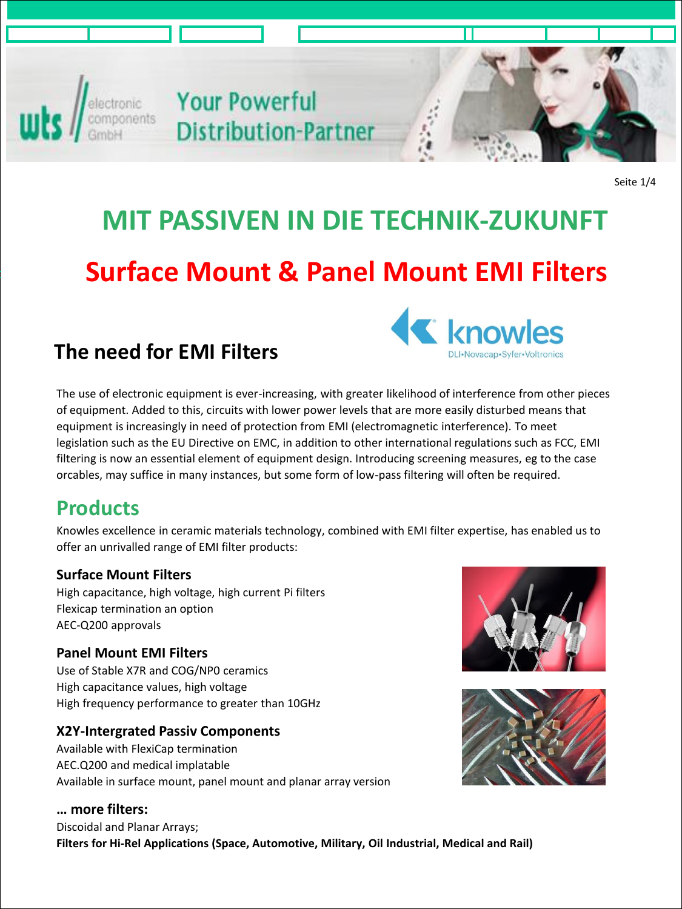# MIT PASSIVEN IN DIE TECHNIK-ZUKUNFT

# Surface Mount & Panel Mount EMI Filters

## The need for EMI Filters

The use of electronic equipment is ever-increasing, with greater likelihood of interference from other pieces of equipment. Added to this, circuits with lower power levels that are more easily disturbed means that equipment is increasingly in need of protection from EMI (electromagnetic interference). To meet legislation such as the EU Directive on EMC, in addition to other international regulations such as FCC, EMI filtering is now an essential element of equipment design. Introducing screening measures, eg to the case orcables, may suffice in many instances, but some form of low-pass filtering will often be required.

## Products

Knowles excellence in ceramic materials technology, combined with EMI filter expertise, has enabled us to offer an unrivalled range of EMI filter products:

### Surface Mount Filters

High capacitance, high voltage, high current Pi filters
Flexicap termination an option
AEC-Q200 approvals

### Panel Mount EMI Filters

Use of Stable X7R and COG/NP0 ceramics
High capacitance values, high voltage
High frequency performance to greater than 10GHz

### X2Y-Intergrated Passiv Components

Available with FlexiCap termination
AEC.Q200 and medical implatable
Available in surface mount, panel mount and planar array version

### … more filters:

Discoidal and Planar Arrays;
**Filters for Hi-Rel Applications (Space, Automotive, Military, Oil Industrial, Medical and Rail)**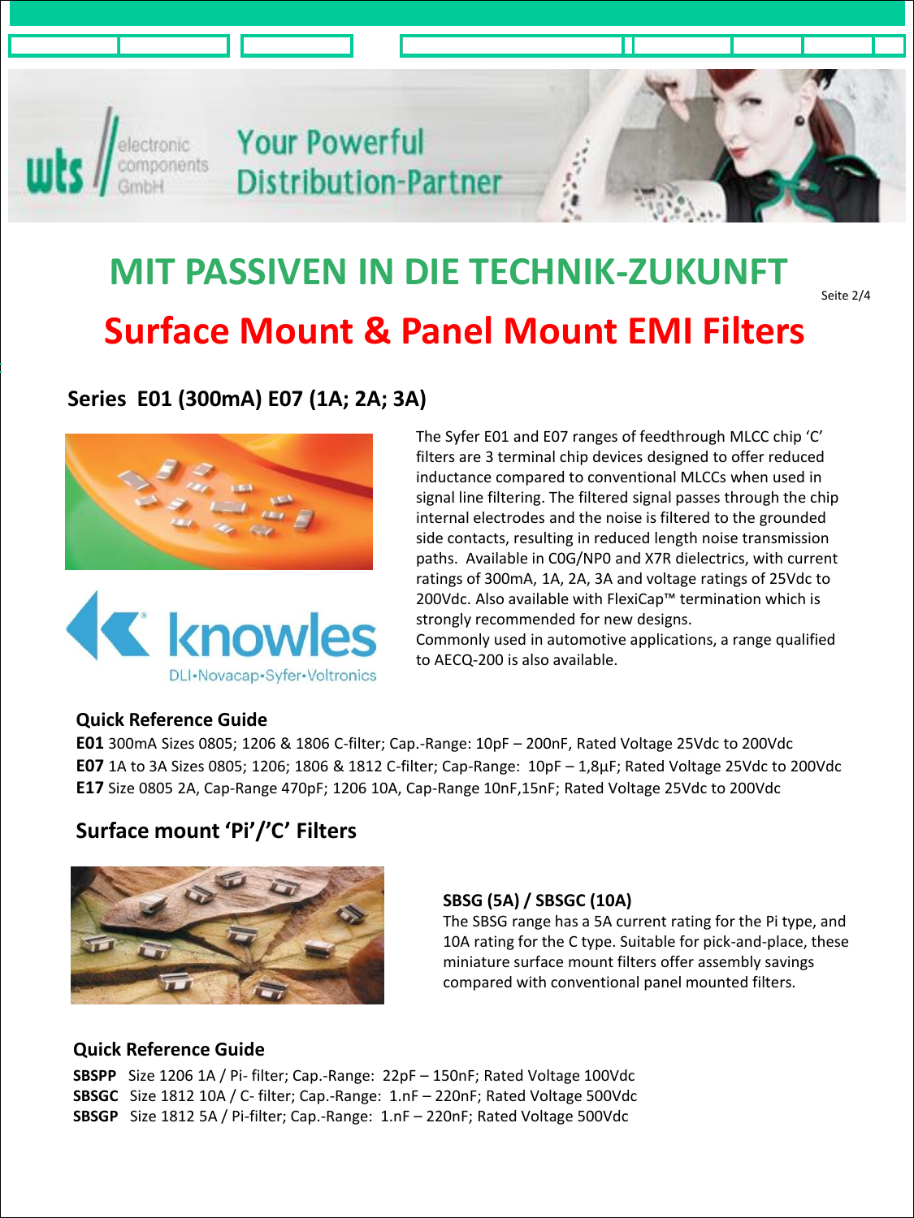# MIT PASSIVEN IN DIE TECHNIK-ZUKUNFT

## Surface Mount & Panel Mount EMI Filters

### Series E01 (300mA) E07 (1A; 2A; 3A)

The Syfer E01 and E07 ranges of feedthrough MLCC chip 'C' filters are 3 terminal chip devices designed to offer reduced inductance compared to conventional MLCCs when used in signal line filtering. The filtered signal passes through the chip internal electrodes and the noise is filtered to the grounded side contacts, resulting in reduced length noise transmission paths. Available in C0G/NP0 and X7R dielectrics, with current ratings of 300mA, 1A, 2A, 3A and voltage ratings of 25Vdc to 200Vdc. Also available with FlexiCap™ termination which is strongly recommended for new designs.
Commonly used in automotive applications, a range qualified to AECQ-200 is also available.

#### Quick Reference Guide

**E01** 300mA Sizes 0805; 1206 & 1806 C-filter; Cap.-Range: 10pF – 200nF, Rated Voltage 25Vdc to 200Vdc
**E07** 1A to 3A Sizes 0805; 1206; 1806 & 1812 C-filter; Cap-Range: 10pF – 1,8µF; Rated Voltage 25Vdc to 200Vdc
**E17** Size 0805 2A, Cap-Range 470pF; 1206 10A, Cap-Range 10nF,15nF; Rated Voltage 25Vdc to 200Vdc

### Surface mount 'Pi'/'C' Filters

**SBSG (5A) / SBSGC (10A)**
The SBSG range has a 5A current rating for the Pi type, and 10A rating for the C type. Suitable for pick-and-place, these miniature surface mount filters offer assembly savings compared with conventional panel mounted filters.

#### Quick Reference Guide

**SBSPP** Size 1206 1A / Pi- filter; Cap.-Range: 22pF – 150nF; Rated Voltage 100Vdc
**SBSGC** Size 1812 10A / C- filter; Cap.-Range: 1.nF – 220nF; Rated Voltage 500Vdc
**SBSGP** Size 1812 5A / Pi-filter; Cap.-Range: 1.nF – 220nF; Rated Voltage 500Vdc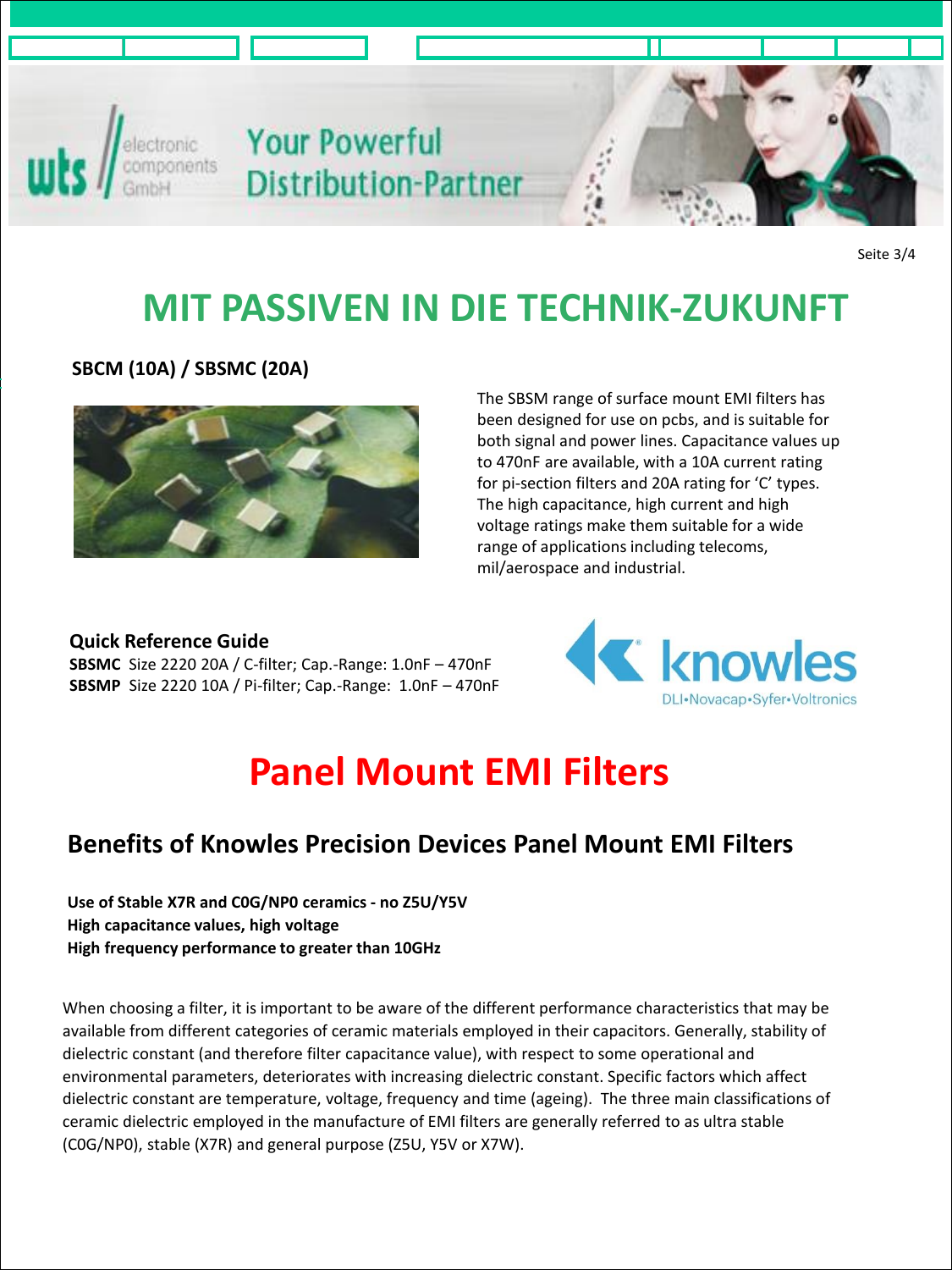# MIT PASSIVEN IN DIE TECHNIK-ZUKUNFT

**SBCM (10A) / SBSMC (20A)**

The SBSM range of surface mount EMI filters has been designed for use on pcbs, and is suitable for both signal and power lines. Capacitance values up to 470nF are available, with a 10A current rating for pi-section filters and 20A rating for 'C' types. The high capacitance, high current and high voltage ratings make them suitable for a wide range of applications including telecoms, mil/aerospace and industrial.

**Quick Reference Guide**
**SBSMC** Size 2220 20A / C-filter; Cap.-Range: 1.0nF – 470nF
**SBSMP** Size 2220 10A / Pi-filter; Cap.-Range: 1.0nF – 470nF

# Panel Mount EMI Filters

## Benefits of Knowles Precision Devices Panel Mount EMI Filters

**Use of Stable X7R and C0G/NP0 ceramics - no Z5U/Y5V**
**High capacitance values, high voltage**
**High frequency performance to greater than 10GHz**

When choosing a filter, it is important to be aware of the different performance characteristics that may be available from different categories of ceramic materials employed in their capacitors. Generally, stability of dielectric constant (and therefore filter capacitance value), with respect to some operational and environmental parameters, deteriorates with increasing dielectric constant. Specific factors which affect dielectric constant are temperature, voltage, frequency and time (ageing). The three main classifications of ceramic dielectric employed in the manufacture of EMI filters are generally referred to as ultra stable (C0G/NP0), stable (X7R) and general purpose (Z5U, Y5V or X7W).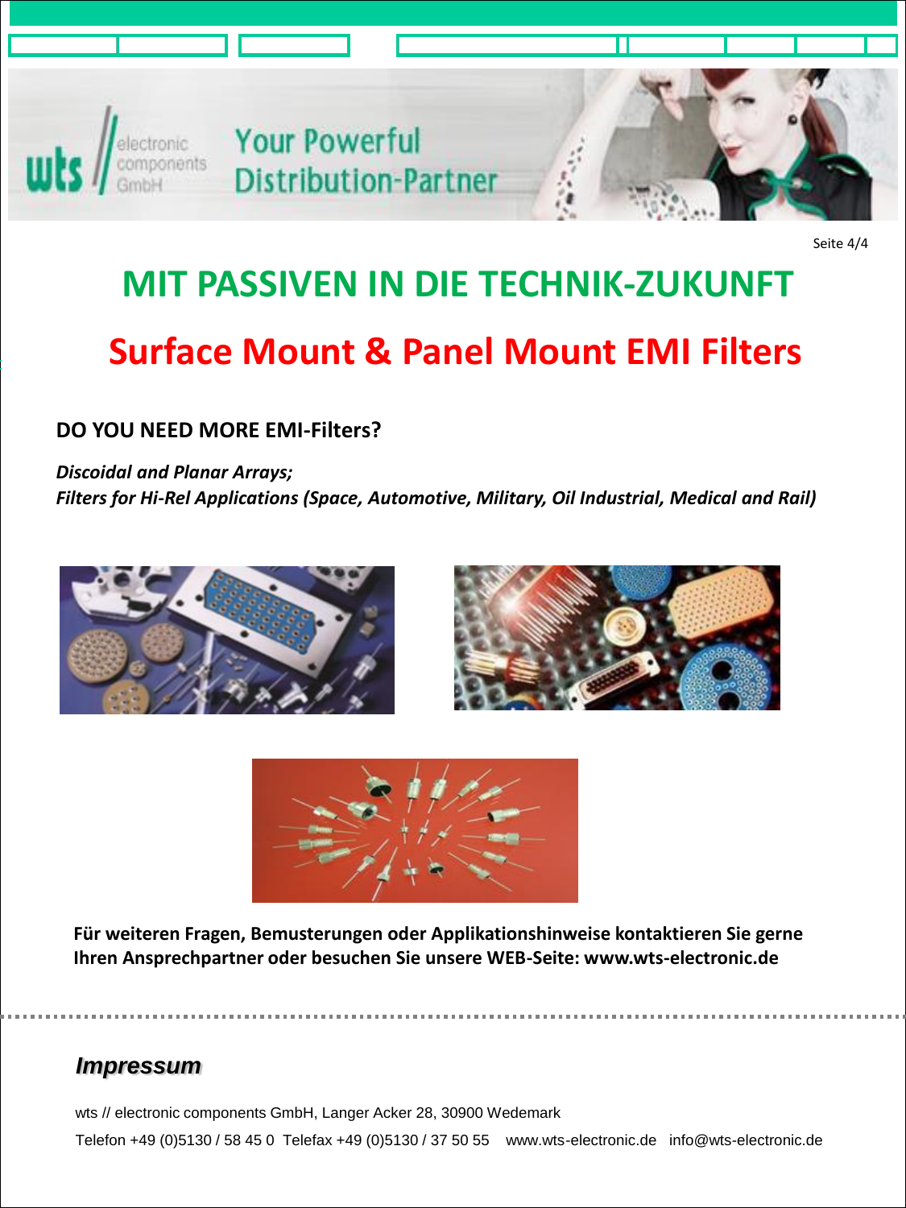# MIT PASSIVEN IN DIE TECHNIK-ZUKUNFT

## Surface Mount & Panel Mount EMI Filters

**DO YOU NEED MORE EMI-Filters?**

***Discoidal and Planar Arrays;***
***Filters for Hi-Rel Applications (Space, Automotive, Military, Oil Industrial, Medical and Rail)***

**Für weiteren Fragen, Bemusterungen oder Applikationshinweise kontaktieren Sie gerne Ihren Ansprechpartner oder besuchen Sie unsere WEB-Seite: www.wts-electronic.de**

## *Impressum*

wts // electronic components GmbH, Langer Acker 28, 30900 Wedemark

Telefon +49 (0)5130 / 58 45 0 Telefax +49 (0)5130 / 37 50 55 www.wts-electronic.de info@wts-electronic.de